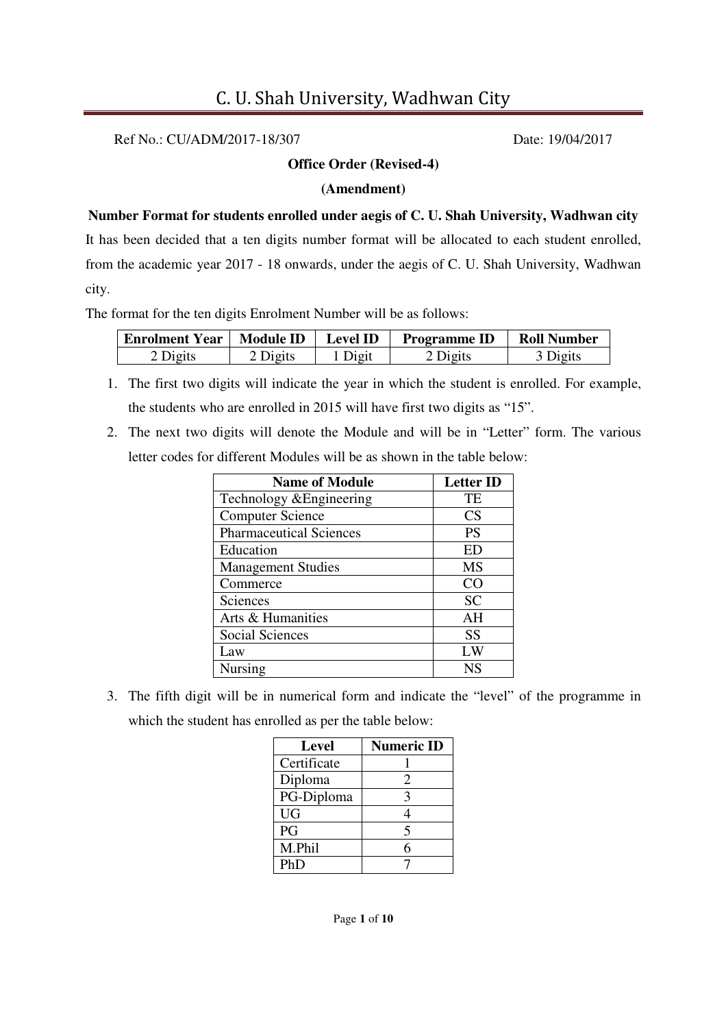# C. U. Shah University, Wadhwan City

Ref No.: CU/ADM/2017-18/307 Date: 19/04/2017

**Office Order (Revised-4)**

**(Amendment)**

**Number Format for students enrolled under aegis of C. U. Shah University, Wadhwan city**

It has been decided that a ten digits number format will be allocated to each student enrolled, from the academic year 2017 - 18 onwards, under the aegis of C. U. Shah University, Wadhwan city.

The format for the ten digits Enrolment Number will be as follows:

| Enrolment Year | Module ID | Level ID | Programme ID | Roll Number |
|---|---|---|---|---|
| 2 Digits | 2 Digits | 1 Digit | 2 Digits | 3 Digits |

1. The first two digits will indicate the year in which the student is enrolled. For example, the students who are enrolled in 2015 will have first two digits as "15".
2. The next two digits will denote the Module and will be in "Letter" form. The various letter codes for different Modules will be as shown in the table below:

| Name of Module | Letter ID |
|---|---|
| Technology &Engineering | TE |
| Computer Science | CS |
| Pharmaceutical Sciences | PS |
| Education | ED |
| Management Studies | MS |
| Commerce | CO |
| Sciences | SC |
| Arts & Humanities | AH |
| Social Sciences | SS |
| Law | LW |
| Nursing | NS |

3. The fifth digit will be in numerical form and indicate the "level" of the programme in which the student has enrolled as per the table below:

| Level | Numeric ID |
|---|---|
| Certificate | 1 |
| Diploma | 2 |
| PG-Diploma | 3 |
| UG | 4 |
| PG | 5 |
| M.Phil | 6 |
| PhD | 7 |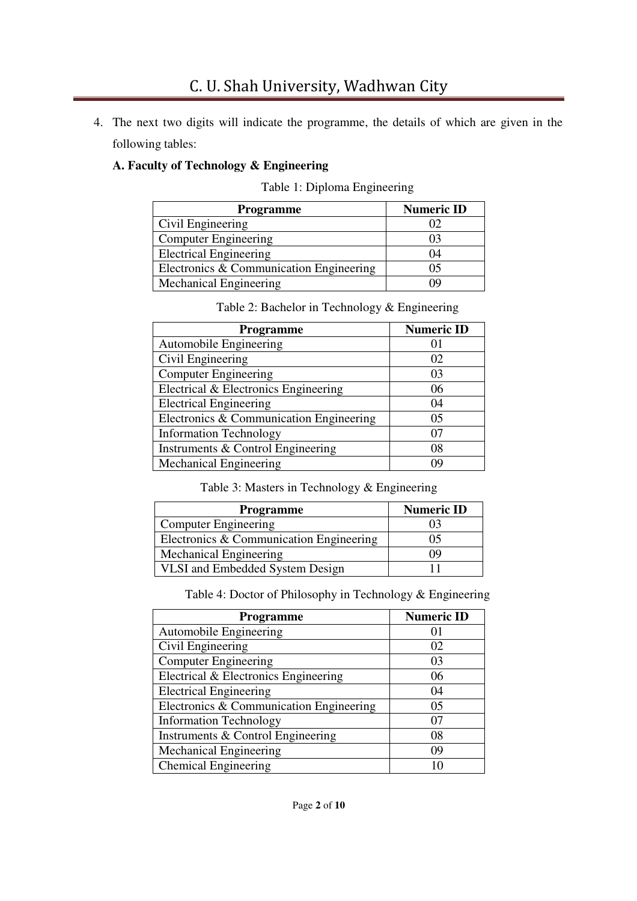4. The next two digits will indicate the programme, the details of which are given in the following tables:

**A. Faculty of Technology & Engineering**

Table 1: Diploma Engineering

| Programme | Numeric ID |
|---|---|
| Civil Engineering | 02 |
| Computer Engineering | 03 |
| Electrical Engineering | 04 |
| Electronics & Communication Engineering | 05 |
| Mechanical Engineering | 09 |

Table 2: Bachelor in Technology & Engineering

| Programme | Numeric ID |
|---|---|
| Automobile Engineering | 01 |
| Civil Engineering | 02 |
| Computer Engineering | 03 |
| Electrical & Electronics Engineering | 06 |
| Electrical Engineering | 04 |
| Electronics & Communication Engineering | 05 |
| Information Technology | 07 |
| Instruments & Control Engineering | 08 |
| Mechanical Engineering | 09 |

Table 3: Masters in Technology & Engineering

| Programme | Numeric ID |
|---|---|
| Computer Engineering | 03 |
| Electronics & Communication Engineering | 05 |
| Mechanical Engineering | 09 |
| VLSI and Embedded System Design | 11 |

Table 4: Doctor of Philosophy in Technology & Engineering

| Programme | Numeric ID |
|---|---|
| Automobile Engineering | 01 |
| Civil Engineering | 02 |
| Computer Engineering | 03 |
| Electrical & Electronics Engineering | 06 |
| Electrical Engineering | 04 |
| Electronics & Communication Engineering | 05 |
| Information Technology | 07 |
| Instruments & Control Engineering | 08 |
| Mechanical Engineering | 09 |
| Chemical Engineering | 10 |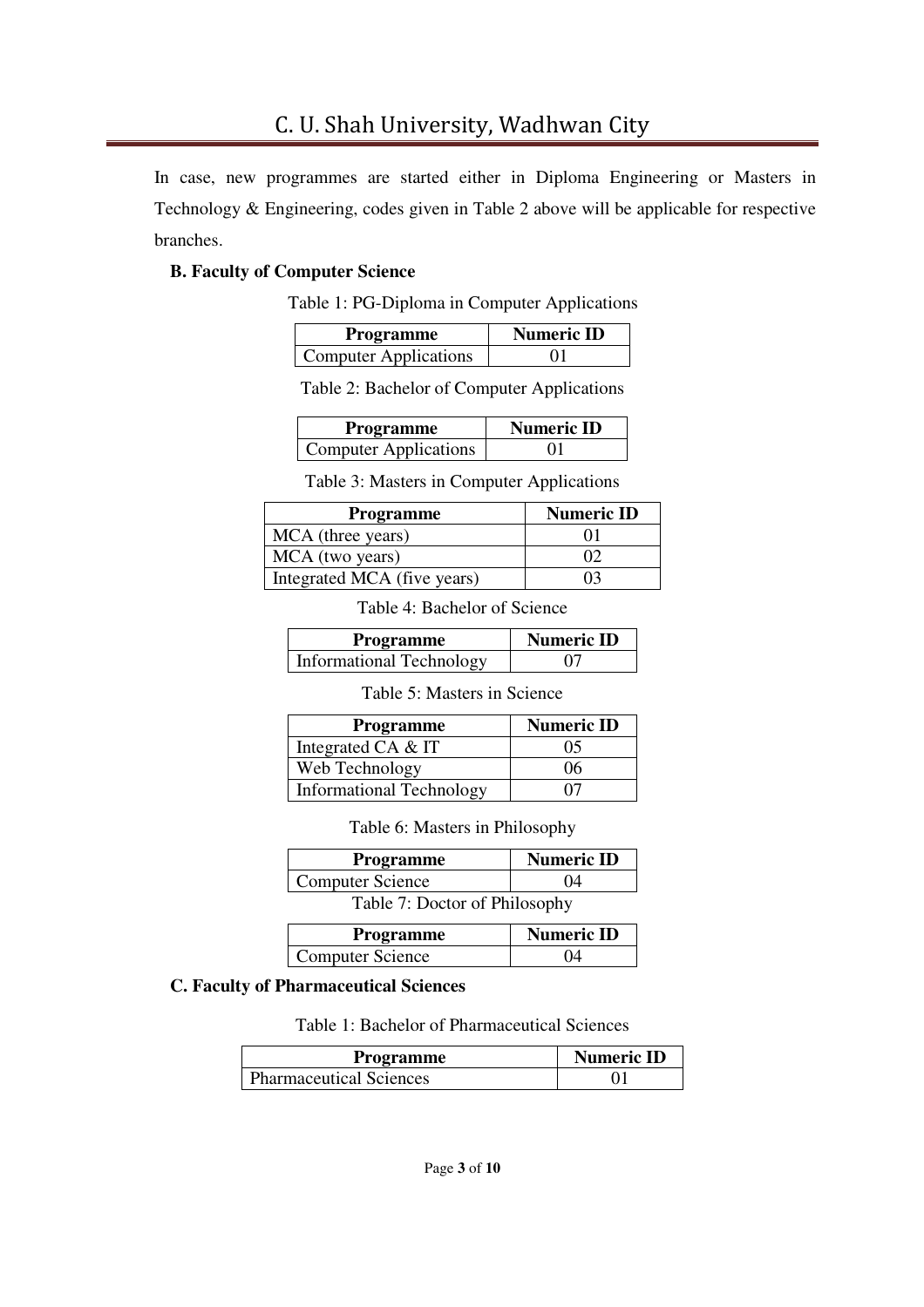In case, new programmes are started either in Diploma Engineering or Masters in Technology & Engineering, codes given in Table 2 above will be applicable for respective branches.

**B. Faculty of Computer Science**

Table 1: PG-Diploma in Computer Applications

| Programme | Numeric ID |
|---|---|
| Computer Applications | 01 |

Table 2: Bachelor of Computer Applications

| Programme | Numeric ID |
|---|---|
| Computer Applications | 01 |

Table 3: Masters in Computer Applications

| Programme | Numeric ID |
|---|---|
| MCA (three years) | 01 |
| MCA (two years) | 02 |
| Integrated MCA (five years) | 03 |

Table 4: Bachelor of Science

| Programme | Numeric ID |
|---|---|
| Informational Technology | 07 |

Table 5: Masters in Science

| Programme | Numeric ID |
|---|---|
| Integrated CA & IT | 05 |
| Web Technology | 06 |
| Informational Technology | 07 |

Table 6: Masters in Philosophy

| Programme | Numeric ID |
|---|---|
| Computer Science | 04 |

Table 7: Doctor of Philosophy

| Programme | Numeric ID |
|---|---|
| Computer Science | 04 |

**C. Faculty of Pharmaceutical Sciences**

Table 1: Bachelor of Pharmaceutical Sciences

| Programme | Numeric ID |
|---|---|
| Pharmaceutical Sciences | 01 |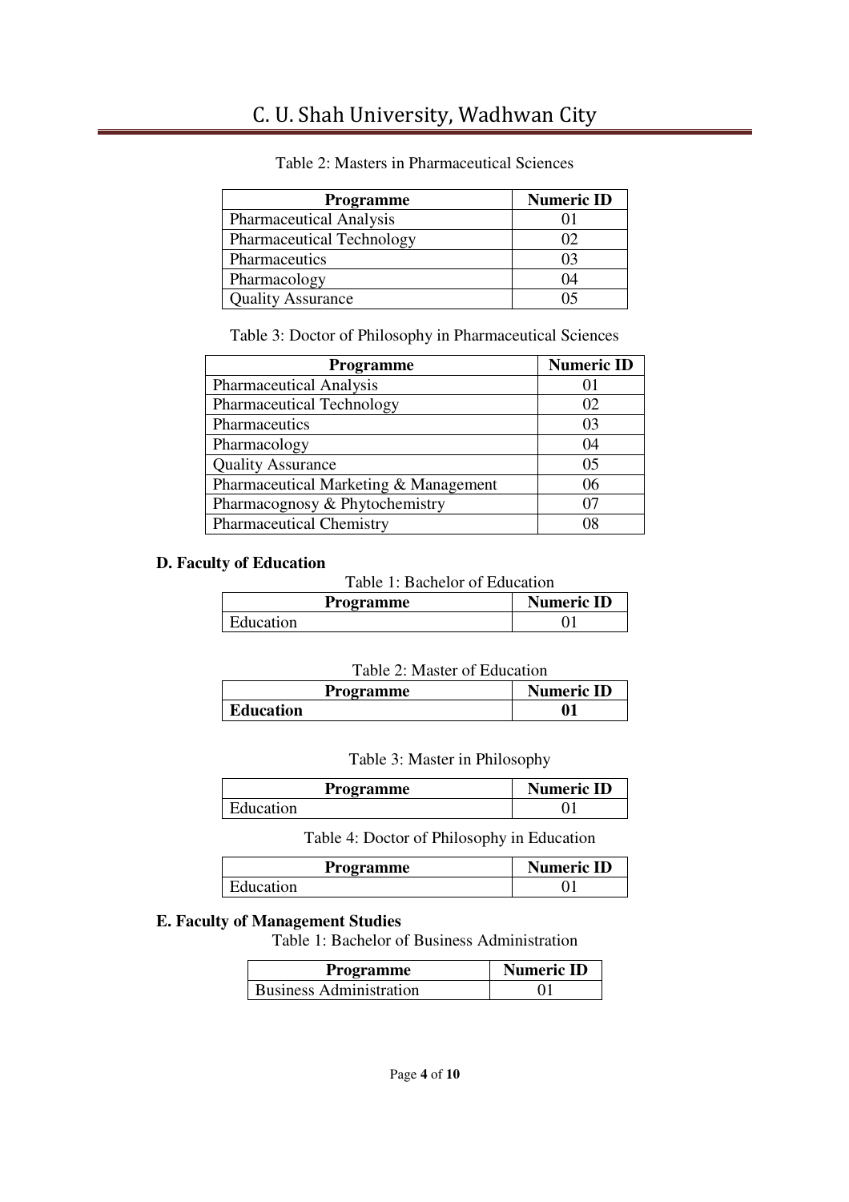Table 2: Masters in Pharmaceutical Sciences

| Programme | Numeric ID |
|---|---|
| Pharmaceutical Analysis | 01 |
| Pharmaceutical Technology | 02 |
| Pharmaceutics | 03 |
| Pharmacology | 04 |
| Quality Assurance | 05 |

Table 3: Doctor of Philosophy in Pharmaceutical Sciences

| Programme | Numeric ID |
|---|---|
| Pharmaceutical Analysis | 01 |
| Pharmaceutical Technology | 02 |
| Pharmaceutics | 03 |
| Pharmacology | 04 |
| Quality Assurance | 05 |
| Pharmaceutical Marketing & Management | 06 |
| Pharmacognosy & Phytochemistry | 07 |
| Pharmaceutical Chemistry | 08 |

**D. Faculty of Education**

Table 1: Bachelor of Education

| Programme | Numeric ID |
|---|---|
| Education | 01 |

Table 2: Master of Education

| Programme | Numeric ID |
|---|---|
| **Education** | **01** |

Table 3: Master in Philosophy

| Programme | Numeric ID |
|---|---|
| Education | 01 |

Table 4: Doctor of Philosophy in Education

| Programme | Numeric ID |
|---|---|
| Education | 01 |

**E. Faculty of Management Studies**

Table 1: Bachelor of Business Administration

| Programme | Numeric ID |
|---|---|
| Business Administration | 01 |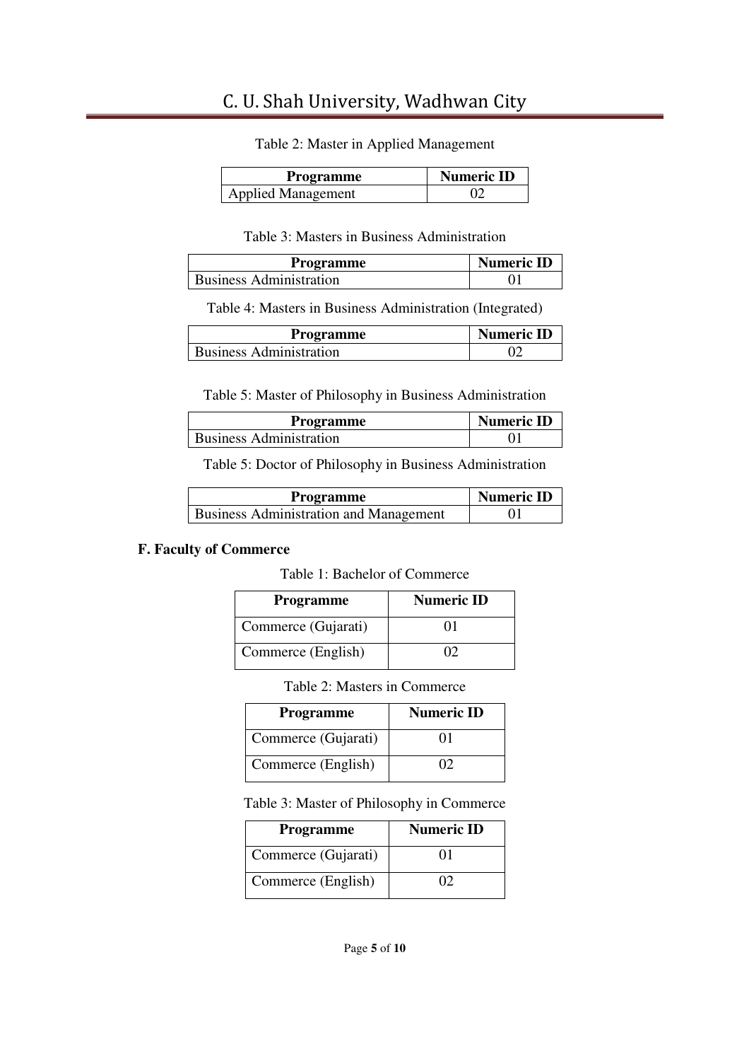Table 2: Master in Applied Management

| Programme | Numeric ID |
| --- | --- |
| Applied Management | 02 |

Table 3: Masters in Business Administration

| Programme | Numeric ID |
| --- | --- |
| Business Administration | 01 |

Table 4: Masters in Business Administration (Integrated)

| Programme | Numeric ID |
| --- | --- |
| Business Administration | 02 |

Table 5: Master of Philosophy in Business Administration

| Programme | Numeric ID |
| --- | --- |
| Business Administration | 01 |

Table 5: Doctor of Philosophy in Business Administration

| Programme | Numeric ID |
| --- | --- |
| Business Administration and Management | 01 |

**F. Faculty of Commerce**

Table 1: Bachelor of Commerce

| Programme | Numeric ID |
| --- | --- |
| Commerce (Gujarati) | 01 |
| Commerce (English) | 02 |

Table 2: Masters in Commerce

| Programme | Numeric ID |
| --- | --- |
| Commerce (Gujarati) | 01 |
| Commerce (English) | 02 |

Table 3: Master of Philosophy in Commerce

| Programme | Numeric ID |
| --- | --- |
| Commerce (Gujarati) | 01 |
| Commerce (English) | 02 |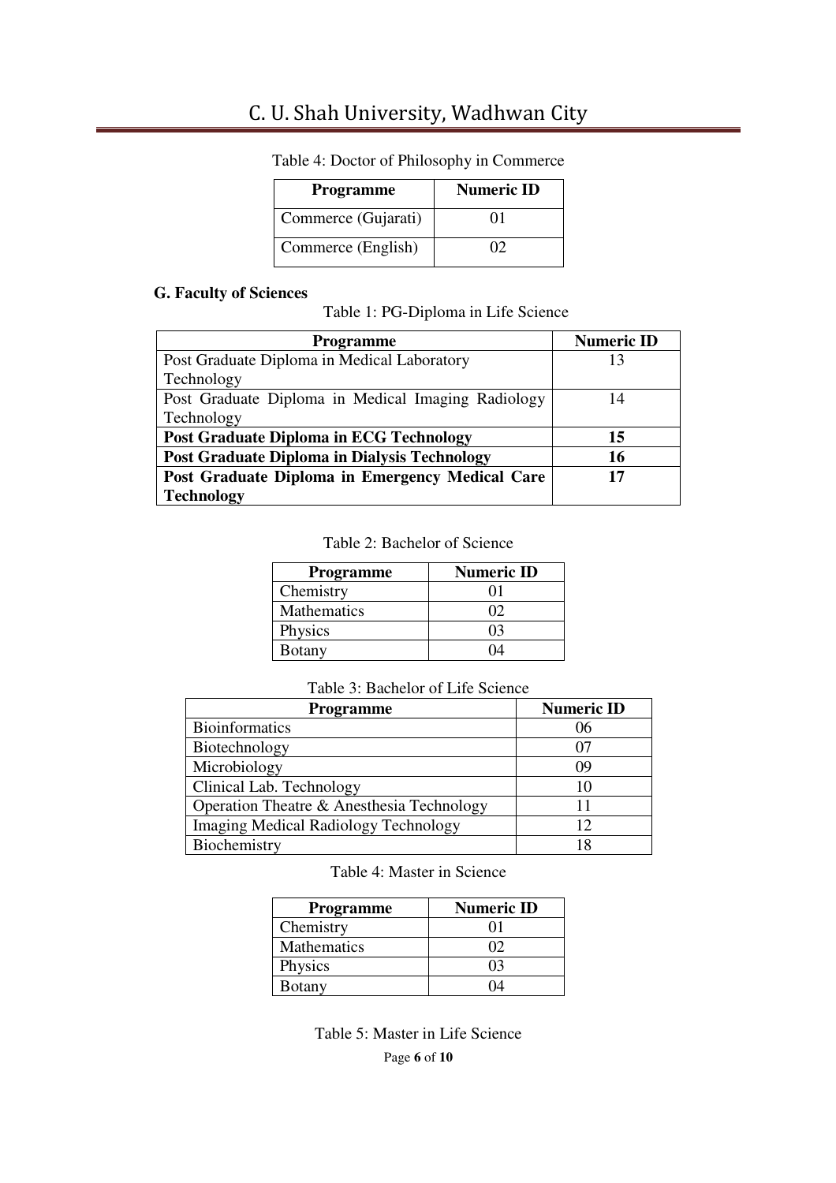Table 4: Doctor of Philosophy in Commerce

| Programme | Numeric ID |
|---|---|
| Commerce (Gujarati) | 01 |
| Commerce (English) | 02 |

**G. Faculty of Sciences**

Table 1: PG-Diploma in Life Science

| Programme | Numeric ID |
|---|---|
| Post Graduate Diploma in Medical Laboratory Technology | 13 |
| Post Graduate Diploma in Medical Imaging Radiology Technology | 14 |
| **Post Graduate Diploma in ECG Technology** | **15** |
| **Post Graduate Diploma in Dialysis Technology** | **16** |
| **Post Graduate Diploma in Emergency Medical Care Technology** | **17** |

Table 2: Bachelor of Science

| Programme | Numeric ID |
|---|---|
| Chemistry | 01 |
| Mathematics | 02 |
| Physics | 03 |
| Botany | 04 |

Table 3: Bachelor of Life Science

| Programme | Numeric ID |
|---|---|
| Bioinformatics | 06 |
| Biotechnology | 07 |
| Microbiology | 09 |
| Clinical Lab. Technology | 10 |
| Operation Theatre & Anesthesia Technology | 11 |
| Imaging Medical Radiology Technology | 12 |
| Biochemistry | 18 |

Table 4: Master in Science

| Programme | Numeric ID |
|---|---|
| Chemistry | 01 |
| Mathematics | 02 |
| Physics | 03 |
| Botany | 04 |

Table 5: Master in Life Science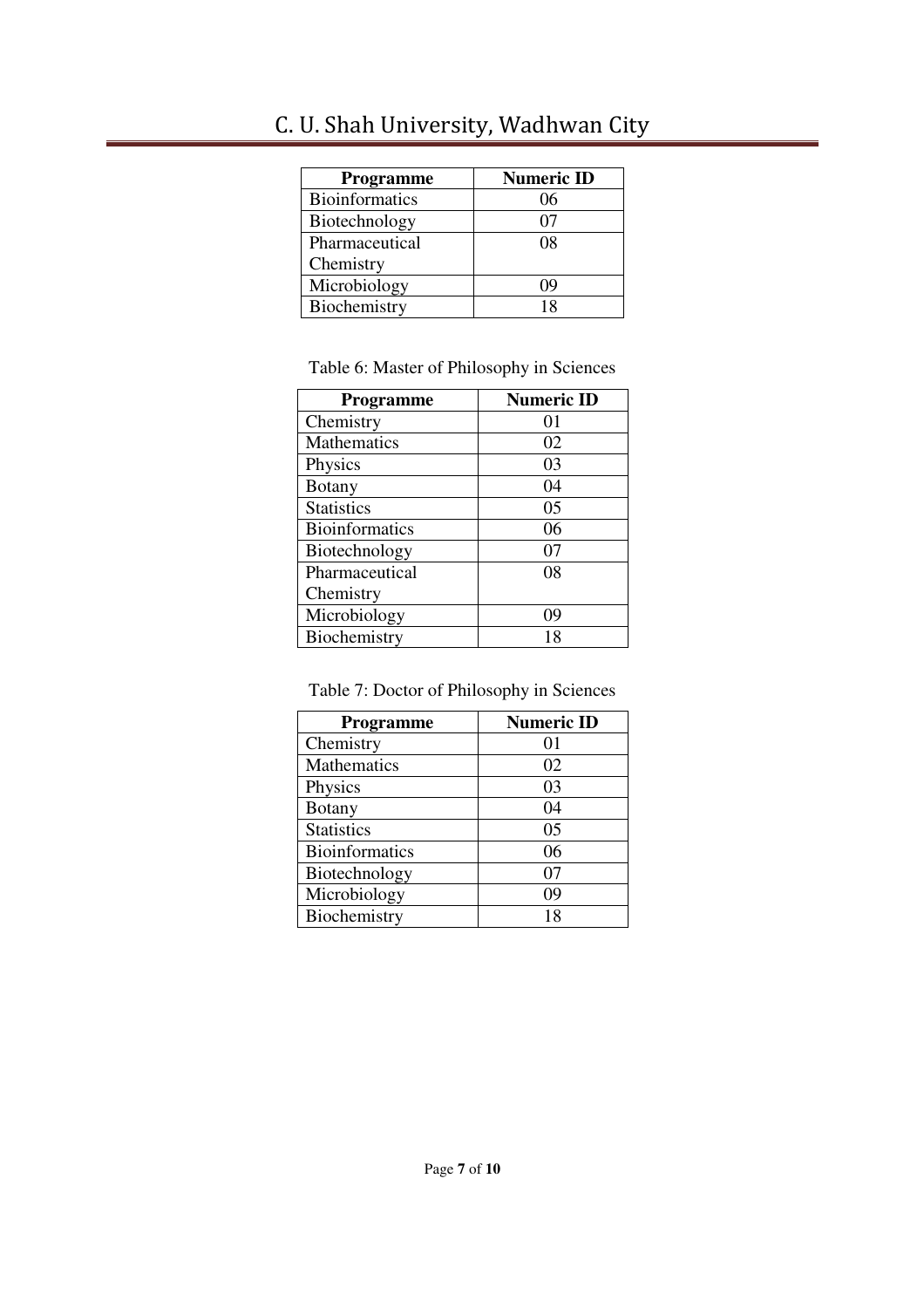| Programme | Numeric ID |
|---|---|
| Bioinformatics | 06 |
| Biotechnology | 07 |
| Pharmaceutical Chemistry | 08 |
| Microbiology | 09 |
| Biochemistry | 18 |

Table 6: Master of Philosophy in Sciences

| Programme | Numeric ID |
|---|---|
| Chemistry | 01 |
| Mathematics | 02 |
| Physics | 03 |
| Botany | 04 |
| Statistics | 05 |
| Bioinformatics | 06 |
| Biotechnology | 07 |
| Pharmaceutical Chemistry | 08 |
| Microbiology | 09 |
| Biochemistry | 18 |

Table 7: Doctor of Philosophy in Sciences

| Programme | Numeric ID |
|---|---|
| Chemistry | 01 |
| Mathematics | 02 |
| Physics | 03 |
| Botany | 04 |
| Statistics | 05 |
| Bioinformatics | 06 |
| Biotechnology | 07 |
| Microbiology | 09 |
| Biochemistry | 18 |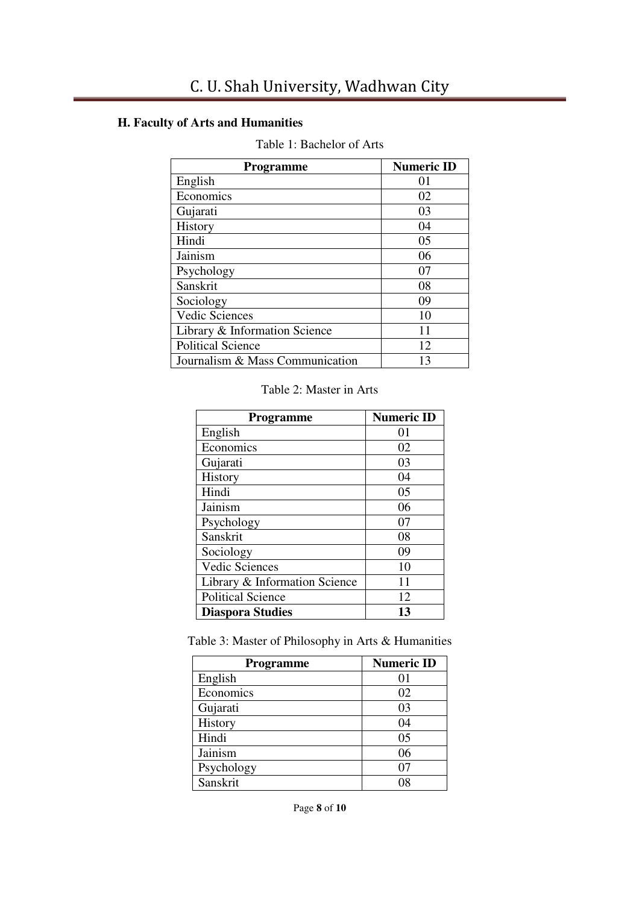### H. Faculty of Arts and Humanities

Table 1: Bachelor of Arts

| Programme | Numeric ID |
|---|---|
| English | 01 |
| Economics | 02 |
| Gujarati | 03 |
| History | 04 |
| Hindi | 05 |
| Jainism | 06 |
| Psychology | 07 |
| Sanskrit | 08 |
| Sociology | 09 |
| Vedic Sciences | 10 |
| Library & Information Science | 11 |
| Political Science | 12 |
| Journalism & Mass Communication | 13 |

Table 2: Master in Arts

| Programme | Numeric ID |
|---|---|
| English | 01 |
| Economics | 02 |
| Gujarati | 03 |
| History | 04 |
| Hindi | 05 |
| Jainism | 06 |
| Psychology | 07 |
| Sanskrit | 08 |
| Sociology | 09 |
| Vedic Sciences | 10 |
| Library & Information Science | 11 |
| Political Science | 12 |
| **Diaspora Studies** | **13** |

Table 3: Master of Philosophy in Arts & Humanities

| Programme | Numeric ID |
|---|---|
| English | 01 |
| Economics | 02 |
| Gujarati | 03 |
| History | 04 |
| Hindi | 05 |
| Jainism | 06 |
| Psychology | 07 |
| Sanskrit | 08 |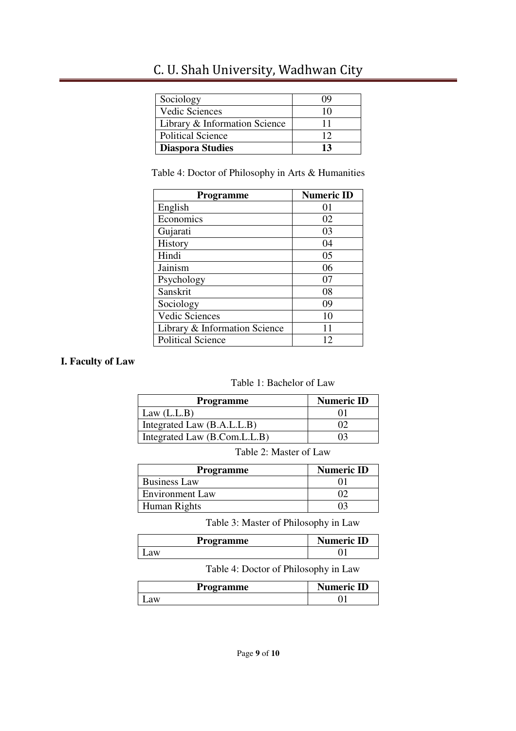| | |
|---|---|
| Sociology | 09 |
| Vedic Sciences | 10 |
| Library & Information Science | 11 |
| Political Science | 12 |
| **Diaspora Studies** | **13** |

Table 4: Doctor of Philosophy in Arts & Humanities

| Programme | Numeric ID |
|---|---|
| English | 01 |
| Economics | 02 |
| Gujarati | 03 |
| History | 04 |
| Hindi | 05 |
| Jainism | 06 |
| Psychology | 07 |
| Sanskrit | 08 |
| Sociology | 09 |
| Vedic Sciences | 10 |
| Library & Information Science | 11 |
| Political Science | 12 |

**I. Faculty of Law**

Table 1: Bachelor of Law

| Programme | Numeric ID |
|---|---|
| Law (L.L.B) | 01 |
| Integrated Law (B.A.L.L.B) | 02 |
| Integrated Law (B.Com.L.L.B) | 03 |

Table 2: Master of Law

| Programme | Numeric ID |
|---|---|
| Business Law | 01 |
| Environment Law | 02 |
| Human Rights | 03 |

Table 3: Master of Philosophy in Law

| Programme | Numeric ID |
|---|---|
| Law | 01 |

Table 4: Doctor of Philosophy in Law

| Programme | Numeric ID |
|---|---|
| Law | 01 |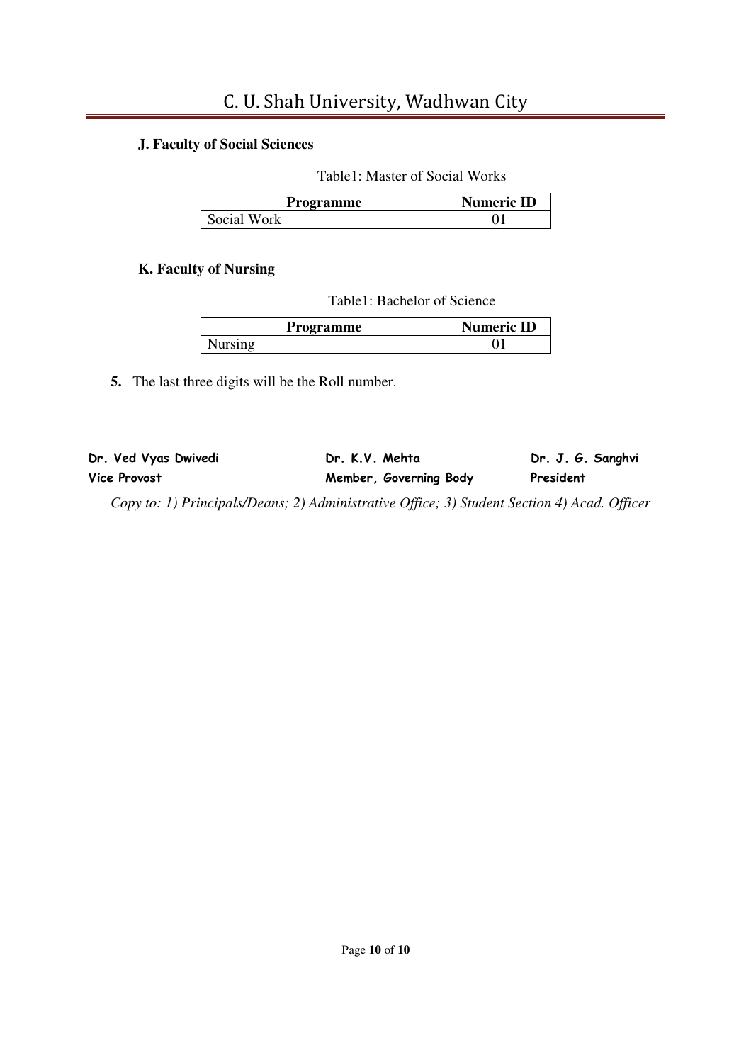**J. Faculty of Social Sciences**

Table1: Master of Social Works

| Programme | Numeric ID |
|---|---|
| Social Work | 01 |

**K. Faculty of Nursing**

Table1: Bachelor of Science

| Programme | Numeric ID |
|---|---|
| Nursing | 01 |

**5.** The last three digits will be the Roll number.

| | | |
|---|---|---|
| **Dr. Ved Vyas Dwivedi** | **Dr. K.V. Mehta** | **Dr. J. G. Sanghvi** |
| **Vice Provost** | **Member, Governing Body** | **President** |

*Copy to: 1) Principals/Deans; 2) Administrative Office; 3) Student Section 4) Acad. Officer*